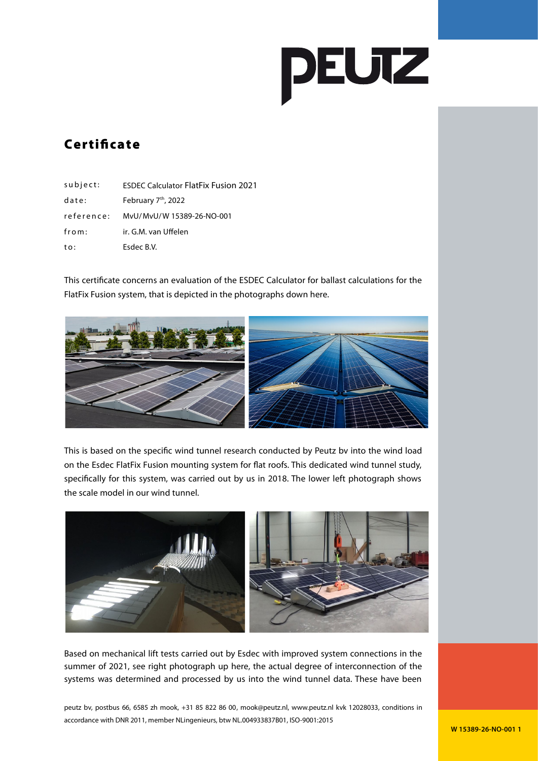# Certificate

| | |
|---|---|
| subject: | ESDEC Calculator FlatFix Fusion 2021 |
| date: | February 7th, 2022 |
| reference: | MvU/MvU/W 15389-26-NO-001 |
| from: | ir. G.M. van Uffelen |
| to: | Esdec B.V. |

This certificate concerns an evaluation of the ESDEC Calculator for ballast calculations for the FlatFix Fusion system, that is depicted in the photographs down here.

This is based on the specific wind tunnel research conducted by Peutz bv into the wind load on the Esdec FlatFix Fusion mounting system for flat roofs. This dedicated wind tunnel study, specifically for this system, was carried out by us in 2018. The lower left photograph shows the scale model in our wind tunnel.

Based on mechanical lift tests carried out by Esdec with improved system connections in the summer of 2021, see right photograph up here, the actual degree of interconnection of the systems was determined and processed by us into the wind tunnel data. These have been

peutz bv, postbus 66, 6585 zh mook, +31 85 822 86 00, mook@peutz.nl, www.peutz.nl kvk 12028033, conditions in accordance with DNR 2011, member NLingenieurs, btw NL.004933837B01, ISO-9001:2015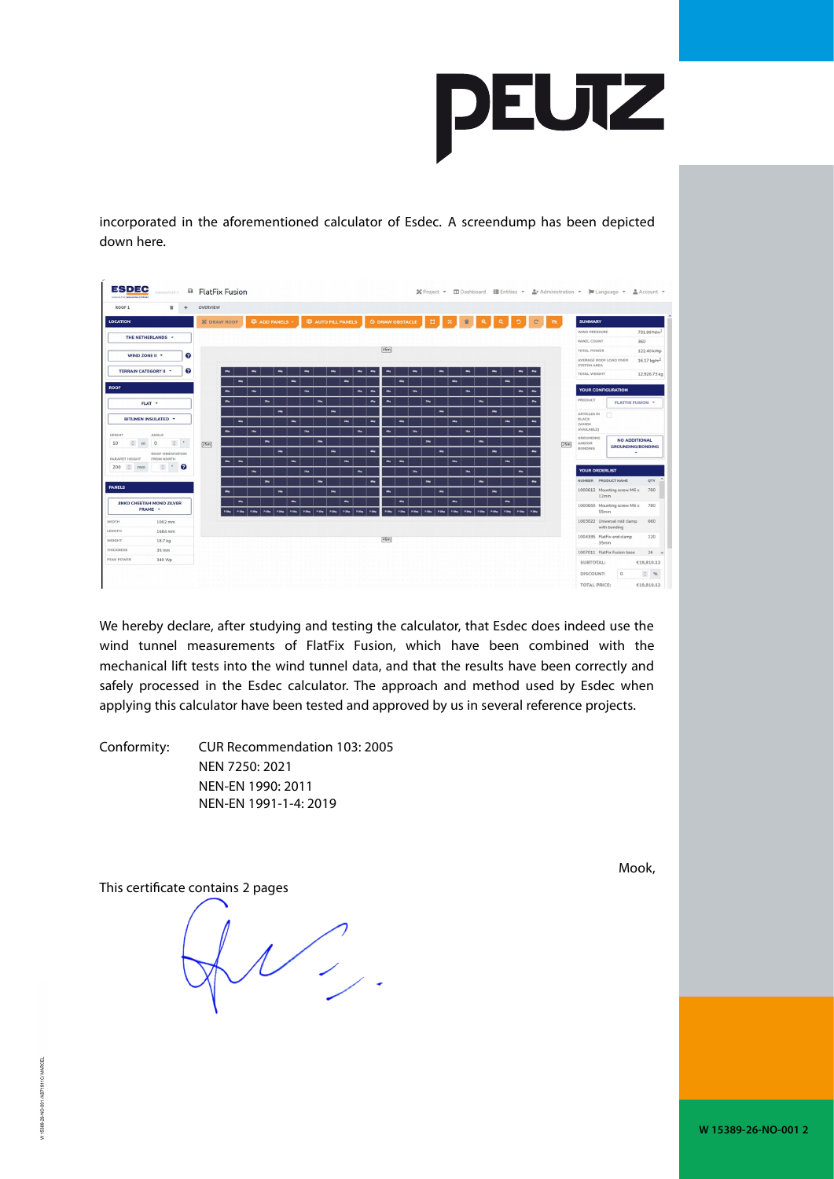incorporated in the aforementioned calculator of Esdec. A screendump has been depicted down here.

We hereby declare, after studying and testing the calculator, that Esdec does indeed use the wind tunnel measurements of FlatFix Fusion, which have been combined with the mechanical lift tests into the wind tunnel data, and that the results have been correctly and safely processed in the Esdec calculator. The approach and method used by Esdec when applying this calculator have been tested and approved by us in several reference projects.

Conformity: CUR Recommendation 103: 2005
NEN 7250: 2021
NEN-EN 1990: 2011
NEN-EN 1991-1-4: 2019

Mook,

This certificate contains 2 pages